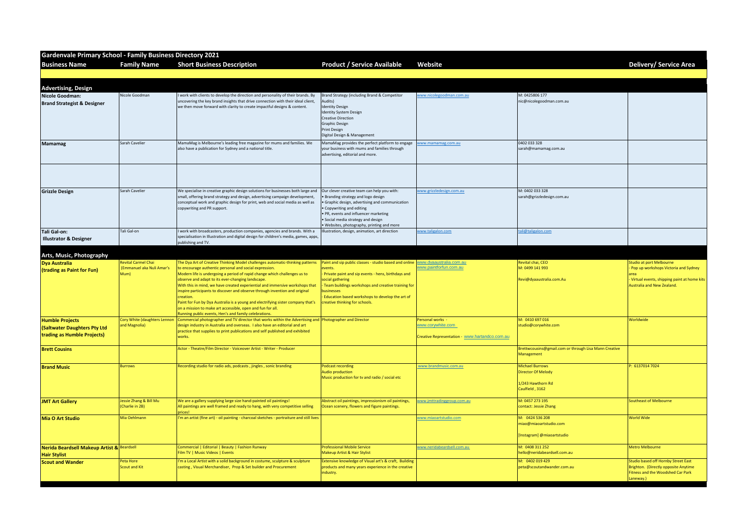# Gardenvale Primary School - Family Business Directory 2021

| Business Name | Family Name | Short Business Description | Product / Service Available | Website | | Delivery/ Service Area |
|---|---|---|---|---|---|---|
| **Advertising, Design** | | | | | | |
| **Nicole Goodman: Brand Strategist & Designer** | Nicole Goodman | I work with clients to develop the direction and personality of their brands. By uncovering the key brand insights that drive connection with their ideal client, we then move forward with clarity to create impactful designs & content. | Brand Strategy (including Brand & Competitor Audits)<br>Identity Design<br>Identity System Design<br>Creative Direction<br>Graphic Design<br>Print Design<br>Digital Design & Management | www.nicolegoodman.com.au | M: 0425806 177<br>nic@nicolegoodman.com.au | |
| **Mamamag** | Sarah Cavelier | MamaMag is Melbourne's leading free magazine for mums and families. We also have a publication for Sydney and a national title. | MamaMag provides the perfect platform to engage your business with mums and families through advertising, editorial and more. | www.mamamag.com.au | 0402 033 328<br>sarah@mamamag.com.au | |
| | | | | | | |
| **Grizzle Design** | Sarah Cavelier | We specialise in creative graphic design solutions for businesses both large and small, offering brand strategy and design, advertising campaign development, conceptual work and graphic design for print, web and social media as well as copywriting and PR support. | Our clever creative team can help you with:<br>• Branding strategy and logo design<br>• Graphic design, advertising and communication<br>• Copywriting and editing<br>• PR, events and influencer marketing<br>• Social media strategy and design<br>• Websites, photography, printing and more | www.grizzledesign.com.au | M: 0402 033 328<br>sarah@grizzledesign.com.au | |
| **Tali Gal-on: Illustrator & Designer** | Tali Gal-on | I work with broadcasters, production companies, agencies and brands. With a specialisation in Illustration and digital design for children's media, games, apps, publishing and TV. | Illustration, design, animation, art direction | www.taligalon.com | tali@taligalon.com | |
| **Arts, Music, Photography** | | | | | | |
| **Dya Australia (trading as Paint for Fun)** | Revital Carmel Chai (Emmanuel aka Nuli Amar's Mum) | The Dya Art of Creative Thinking Model challenges automatic-thinking patterns to encourage authentic personal and social expression.<br>Modern life is undergoing a period of rapid change which challenges us to observe and adapt to its ever-changing landscape.<br>With this in mind, we have created experiential and immersive workshops that inspire participants to discover and observe through invention and original creation.<br>Paint for Fun by Dya Australia is a young and electrifying sister company that's on a mission to make art accessible, open and fun for all.<br>Running public events, Hen's and family celebrations. | Paint and sip public classes - studio based and online events.<br>- Private paint and sip events - hens, birthdays and social gathering<br>- Team buildings workshops and creative training for businesses<br>- Education based workshops to develop the art of creative thinking for schools. | www.dyaaustralia.com.au<br>www.paintforfun.com.au | Revital chai, CEO<br>M: 0499 141 993<br><br>Revi@dyaaustralia.com.Au | Studio at port Melbourne<br>- Pop up workshops Victoria and Sydney area<br>- Virtual events, shipping paint at home kits Australia and New Zealand. |
| **Humble Projects (Saltwater Daughters Pty Ltd trading as Humble Projects)** | Cory White (daughters Lennon and Magnolia) | Commercial photographer and TV director that works within the Advertising and design industry in Australia and overseas. I also have an editorial and art practice that supplies to print publications and self published and exhibited works. | Photographer and Director | Personal works - www.corywhite.com<br><br>Creative Representation - www.hartandco.com.au | M: 0410 697 016<br>studio@corywhite.com | Worldwide |
| **Brett Cousins** | | Actor - Theatre/Film Director - Voiceover Artist - Writer - Producer | | | Brettwcousins@gmail.com or through Lisa Mann Creative Management | |
| **Brand Music** | Burrows | Recording studio for radio ads, podcasts , jingles , sonic branding | Podcast recording<br>Audio production<br>Music production for tv and radio / social etc | www.brandmusic.com.au | Michael Burrows<br>Director Of Melody<br><br>1/243 Hawthorn Rd<br>Caulfield , 3162 | P: 6137014 7024 |
| **JMT Art Gallery** | Jessie Zhang & Bill Mu (Charlie in 2B) | We are a gallery supplying large size hand-painted oil paintings!<br>All paintings are well framed and ready to hang, with very competitive selling prices! | Abstract oil paintings, impressionism oil paintings, Ocean scenery, flowers and figure paintings. | www.jmttradinggroup.com.au | M: 0457 273 195<br>contact: Jessie Zhang | Southeast of Melbourne |
| **Mia O Art Studio** | Mia Oehlmann | I'm an artist (fine art) - oil painting - charcoal sketches - portraiture and still lives | | www.miaoartstudio.com | M: 0424 536 208<br>miao@miaoartstudio.com<br><br>[Instagram] @miaoartstudio | World Wide |
| **Nerida Beardsell Makeup Artist & Hair Stylist** | Beardsell | Commercial \| Editorial \| Beauty \| Fashion Runway<br>Film TV \| Music Videos \| Events | Professional Mobile Service<br>Makeup Artist & Hair Stylist | www.neridabeardsell.com.au | M: 0408 311 252<br>hello@neridabeardsell.com.au | Metro Melbourne |
| **Scout and Wander** | Peta Hore<br>Scout and Kit | I'm a Local Artist with a solid background in costume, sculpture & sculpture casting , Visual Merchandiser, Prop & Set builder and Procurement | Extensive knowledge of Visual art's & craft, Building products and many years experience in the creative industry. | | M: 0402 019 429<br>peta@scoutandwander.com.au | Studio based off Hornby Street East Brighton. (Directly opposite Anytime Fitness and the Woodshed Car Park Laneway.) |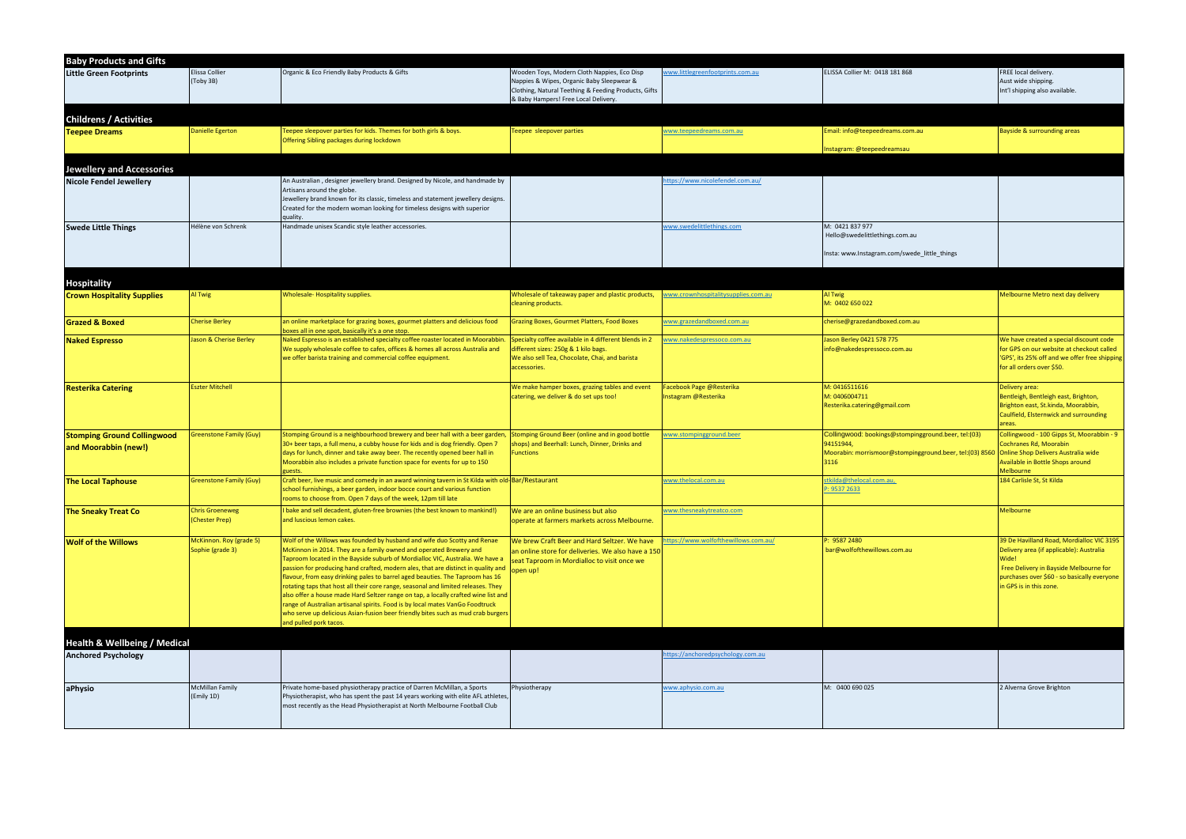| | | | | | | |
|---|---|---|---|---|---|---|
| **Baby Products and Gifts** | | | | | | |
| **Little Green Footprints** | Elissa Collier (Toby 3B) | Organic & Eco Friendly Baby Products & Gifts | Wooden Toys, Modern Cloth Nappies, Eco Disp Nappies & Wipes, Organic Baby Sleepwear & Clothing, Natural Teething & Feeding Products, Gifts & Baby Hampers! Free Local Delivery. | www.littlegreenfootprints.com.au | ELISSA Collier M: 0418 181 868 | FREE local delivery. Aust wide shipping. Int'l shipping also available. |
| **Childrens / Activities** | | | | | | |
| **Teepee Dreams** | Danielle Egerton | Teepee sleepover parties for kids. Themes for both girls & boys. Offering Sibling packages during lockdown | Teepee sleepover parties | www.teepeedreams.com.au | Email: info@teepeedreams.com.au<br>Instagram: @teepeedreamsau | Bayside & surrounding areas |
| **Jewellery and Accessories** | | | | | | |
| **Nicole Fendel Jewellery** | | An Australian , designer jewellery brand. Designed by Nicole, and handmade by Artisans around the globe. Jewellery brand known for its classic, timeless and statement jewellery designs. Created for the modern woman looking for timeless designs with superior quality. | | https://www.nicolefendel.com.au/ | | |
| **Swede Little Things** | Hélène von Schrenk | Handmade unisex Scandic style leather accessories. | | www.swedelittlethings.com | M: 0421 837 977<br>Hello@swedelittlethings.com.au<br>Insta: www.Instagram.com/swede_little_things | |
| **Hospitality** | | | | | | |
| **Crown Hospitality Supplies** | Al Twig | Wholesale- Hospitality supplies. | Wholesale of takeaway paper and plastic products, cleaning products. | www.crownhospitalitysupplies.com.au | Al Twig<br>M: 0402 650 022 | Melbourne Metro next day delivery |
| **Grazed & Boxed** | Cherise Berley | an online marketplace for grazing boxes, gourmet platters and delicious food boxes all in one spot, basically it's a one stop. | Grazing Boxes, Gourmet Platters, Food Boxes | www.grazedandboxed.com.au | cherise@grazedandboxed.com.au | |
| **Naked Espresso** | Jason & Cherise Berley | Naked Espresso is an established specialty coffee roaster located in Moorabbin. We supply wholesale coffee to cafes, offices & homes all across Australia and we offer barista training and commercial coffee equipment. | Specialty coffee available in 4 different blends in 2 different sizes: 250g & 1 kilo bags. We also sell Tea, Chocolate, Chai, and barista accessories. | www.nakedespressoco.com.au | Jason Berley 0421 578 775<br>info@nakedespressoco.com.au | We have created a special discount code for GPS on our website at checkout called 'GPS', its 25% off and we offer free shipping for all orders over $50. |
| **Resterika Catering** | Eszter Mitchell | | We make hamper boxes, grazing tables and event catering, we deliver & do set ups too! | Facebook Page @Resterika<br>Instagram @Resterika | M: 0416511616<br>M: 0406004711<br>Resterika.catering@gmail.com | Delivery area: Bentleigh, Bentleigh east, Brighton, Brighton east, St.kinda, Moorabbin, Caulfield, Elsternwick and surrounding areas. |
| **Stomping Ground Collingwood and Moorabbin (new!)** | Greenstone Family (Guy) | Stomping Ground is a neighbourhood brewery and beer hall with a beer garden, 30+ beer taps, a full menu, a cubby house for kids and is dog friendly. Open 7 days for lunch, dinner and take away beer. The recently opened beer hall in Moorabbin also includes a private function space for events for up to 150 guests. | Stomping Ground Beer (online and in good bottle shops) and Beerhall: Lunch, Dinner, Drinks and Functions | www.stompingground.beer | Collingwood: bookings@stompingground.beer, tel:(03) 94151944,<br>Moorabin: morrismoor@stompingground.beer, tel:(03) 8560 3116 | Collingwood - 100 Gipps St, Moorabbin - 9 Cochranes Rd, Moorabin<br>Online Shop Delivers Australia wide<br>Available in Bottle Shops around Melbourne |
| **The Local Taphouse** | Greenstone Family (Guy) | Craft beer, live music and comedy in an award winning tavern in St Kilda with old-school furnishings, a beer garden, indoor bocce court and various function rooms to choose from. Open 7 days of the week, 12pm till late | Bar/Restaurant | www.thelocal.com.au | stkilda@thelocal.com.au,<br>P: 9537 2633 | 184 Carlisle St, St Kilda |
| **The Sneaky Treat Co** | Chris Groeneweg (Chester Prep) | I bake and sell decadent, gluten-free brownies (the best known to mankind!) and luscious lemon cakes. | We are an online business but also operate at farmers markets across Melbourne. | www.thesneakytreatco.com | | Melbourne |
| **Wolf of the Willows** | McKinnon. Roy (grade 5) Sophie (grade 3) | Wolf of the Willows was founded by husband and wife duo Scotty and Renae McKinnon in 2014. They are a family owned and operated Brewery and Taproom located in the Bayside suburb of Mordialloc VIC, Australia. We have a passion for producing hand crafted, modern ales, that are distinct in quality and flavour, from easy drinking pales to barrel aged beauties. The Taproom has 16 rotating taps that host all their core range, seasonal and limited releases. They also offer a house made Hard Seltzer range on tap, a locally crafted wine list and range of Australian artisanal spirits. Food is by local mates VanGo Foodtruck who serve up delicious Asian-fusion beer friendly bites such as mud crab burgers and pulled pork tacos. | We brew Craft Beer and Hard Seltzer. We have an online store for deliveries. We also have a 150 seat Taproom in Mordialloc to visit once we open up! | https://www.wolfofthewillows.com.au/ | P: 9587 2480<br>bar@wolfofthewillows.com.au | 39 De Havilland Road, Mordialloc VIC 3195<br>Delivery area (if applicable): Australia Wide!<br>Free Delivery in Bayside Melbourne for purchases over $60 - so basically everyone in GPS is in this zone. |
| **Health & Wellbeing / Medical** | | | | | | |
| **Anchored Psychology** | | | | https://anchoredpsychology.com.au | | |
| **aPhysio** | McMillan Family (Emily 1D) | Private home-based physiotherapy practice of Darren McMillan, a Sports Physiotherapist, who has spent the past 14 years working with elite AFL athletes, most recently as the Head Physiotherapist at North Melbourne Football Club | Physiotherapy | www.aphysio.com.au | M: 0400 690 025 | 2 Alverna Grove Brighton |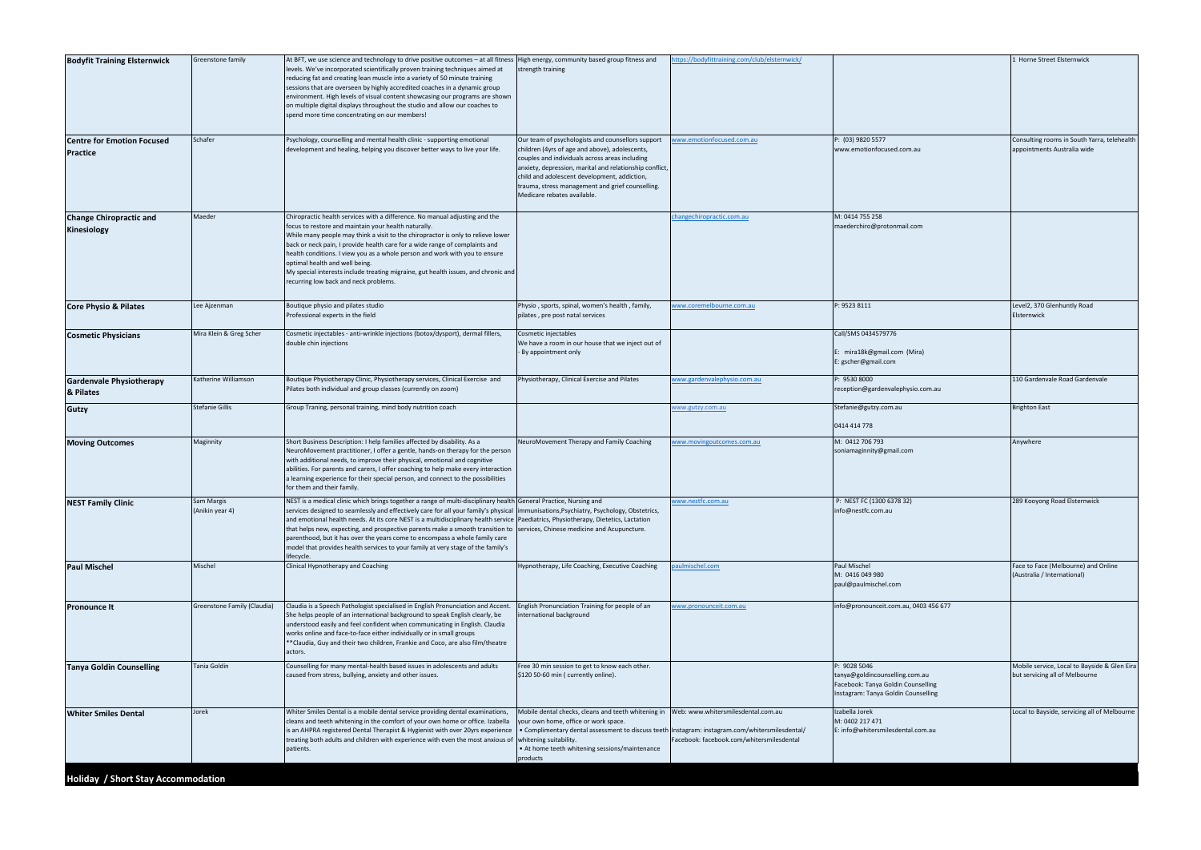| | | | | | | |
|---|---|---|---|---|---|---|
| **Bodyfit Training Elsternwick** | Greenstone family | At BFT, we use science and technology to drive positive outcomes – at all fitness levels. We've incorporated scientifically proven training techniques aimed at reducing fat and creating lean muscle into a variety of 50 minute training sessions that are overseen by highly accredited coaches in a dynamic group environment. High levels of visual content showcasing our programs are shown on multiple digital displays throughout the studio and allow our coaches to spend more time concentrating on our members! | High energy, community based group fitness and strength training | https://bodyfittraining.com/club/elsternwick/ | | 1 Horne Street Elsternwick |
| **Centre for Emotion Focused Practice** | Schafer | Psychology, counselling and mental health clinic - supporting emotional development and healing, helping you discover better ways to live your life. | Our team of psychologists and counsellors support children (4yrs of age and above), adolescents, couples and individuals across areas including anxiety, depression, marital and relationship conflict, child and adolescent development, addiction, trauma, stress management and grief counselling. Medicare rebates available. | www.emotionfocused.com.au | P: (03) 9820 5577<br>www.emotionfocused.com.au | Consulting rooms in South Yarra, telehealth appointments Australia wide |
| **Change Chiropractic and Kinesiology** | Maeder | Chiropractic health services with a difference. No manual adjusting and the focus to restore and maintain your health naturally.<br>While many people may think a visit to the chiropractor is only to relieve lower back or neck pain, I provide health care for a wide range of complaints and health conditions. I view you as a whole person and work with you to ensure optimal health and well being.<br>My special interests include treating migraine, gut health issues, and chronic and recurring low back and neck problems. | | changechiropractic.com.au | M: 0414 755 258<br>maederchiro@protonmail.com | |
| **Core Physio & Pilates** | Lee Ajzenman | Boutique physio and pilates studio<br>Professional experts in the field | Physio , sports, spinal, women's health , family, pilates , pre post natal services | www.coremelbourne.com.au | P: 9523 8111 | Level2, 370 Glenhuntly Road Elsternwick |
| **Cosmetic Physicians** | Mira Klein & Greg Scher | Cosmetic injectables - anti-wrinkle injections (botox/dysport), dermal fillers, double chin injections | Cosmetic injectables<br>We have a room in our house that we inject out of<br>- By appointment only | | Call/SMS 0434579776<br><br>E: mira18k@gmail.com (Mira)<br>E: gscher@gmail.com | |
| **Gardenvale Physiotherapy & Pilates** | Katherine Williamson | Boutique Physiotherapy Clinic, Physiotherapy services, Clinical Exercise and Pilates both individual and group classes (currently on zoom) | Physiotherapy, Clinical Exercise and Pilates | www.gardenvalephysio.com.au | P: 9530 8000<br>reception@gardenvalephysio.com.au | 110 Gardenvale Road Gardenvale |
| **Gutzy** | Stefanie Gillis | Group Traning, personal training, mind body nutrition coach | | www.gutzy.com.au | Stefanie@gutzy.com.au<br><br>0414 414 778 | Brighton East |
| **Moving Outcomes** | Maginnity | Short Business Description: I help families affected by disability. As a NeuroMovement practitioner, I offer a gentle, hands-on therapy for the person with additional needs, to improve their physical, emotional and cognitive abilities. For parents and carers, I offer coaching to help make every interaction a learning experience for their special person, and connect to the possibilities for them and their family. | NeuroMovement Therapy and Family Coaching | www.movingoutcomes.com.au | M: 0412 706 793<br>soniamaginnity@gmail.com | Anywhere |
| **NEST Family Clinic** | Sam Margis<br>(Anikin year 4) | NEST is a medical clinic which brings together a range of multi-disciplinary health services designed to seamlessly and effectively care for all your family's physical and emotional health needs. At its core NEST is a multidisciplinary health service that helps new, expecting, and prospective parents make a smooth transition to parenthood, but it has over the years come to encompass a whole family care model that provides health services to your family at very stage of the family's lifecycle. | General Practice, Nursing and immunisations,Psychiatry, Psychology, Obstetrics, Paediatrics, Physiotherapy, Dietetics, Lactation services, Chinese medicine and Acupuncture. | www.nestfc.com.au | P: NEST FC (1300 6378 32)<br>info@nestfc.com.au | 289 Kooyong Road Elsternwick |
| **Paul Mischel** | Mischel | Clinical Hypnotherapy and Coaching | Hypnotherapy, Life Coaching, Executive Coaching | paulmischel.com | Paul Mischel<br>M: 0416 049 980<br>paul@paulmischel.com | Face to Face (Melbourne) and Online (Australia / International) |
| **Pronounce It** | Greenstone Family (Claudia) | Claudia is a Speech Pathologist specialised in English Pronunciation and Accent. She helps people of an international background to speak English clearly, be understood easily and feel confident when communicating in English. Claudia works online and face-to-face either individually or in small groups<br>**Claudia, Guy and their two children, Frankie and Coco, are also film/theatre actors. | English Pronunciation Training for people of an international background | www.pronounceit.com.au | info@pronounceit.com.au, 0403 456 677 | |
| **Tanya Goldin Counselling** | Tania Goldin | Counselling for many mental-health based issues in adolescents and adults caused from stress, bullying, anxiety and other issues. | Free 30 min session to get to know each other.<br>$120 50-60 min ( currently online). | | P: 9028 5046<br>tanya@goldincounselling.com.au<br>Facebook: Tanya Goldin Counselling<br>Instagram: Tanya Goldin Counselling | Mobile service, Local to Bayside & Glen Eira but servicing all of Melbourne |
| **Whiter Smiles Dental** | Jorek | Whiter Smiles Dental is a mobile dental service providing dental examinations, cleans and teeth whitening in the comfort of your own home or office. Izabella is an AHPRA registered Dental Therapist & Hygienist with over 20yrs experience treating both adults and children with experience with even the most anxious of patients. | Mobile dental checks, cleans and teeth whitening in your own home, office or work space.<br>• Complimentary dental assessment to discuss teeth whitening suitability.<br>• At home teeth whitening sessions/maintenance products | Web: www.whitersmilesdental.com.au<br>Instagram: instagram.com/whitersmilesdental/<br>Facebook: facebook.com/whitersmilesdental | Izabella Jorek<br>M: 0402 217 471<br>E: info@whitersmilesdental.com.au | Local to Bayside, servicing all of Melbourne |

## Holiday / Short Stay Accommodation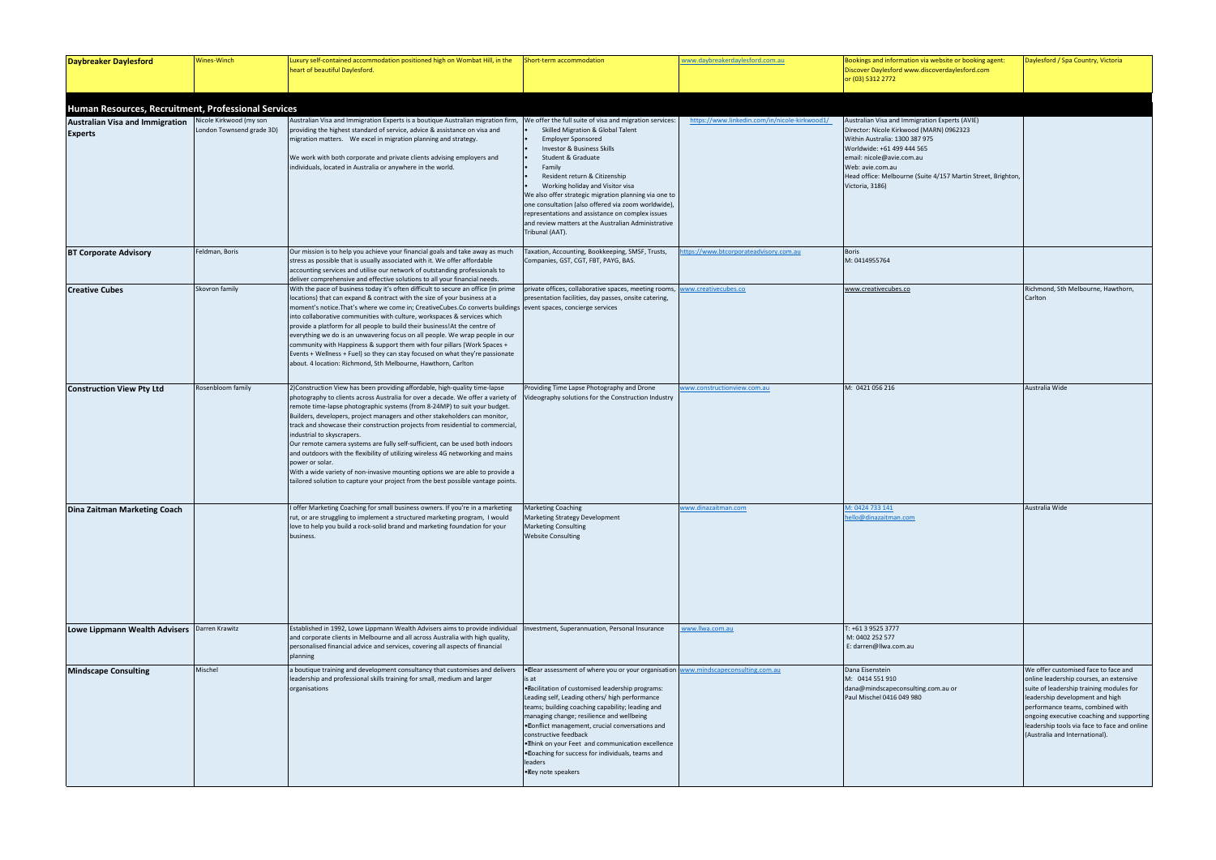| | | | | | | |
|---|---|---|---|---|---|---|
| **Daybreaker Daylesford** | Wines-Winch | Luxury self-contained accommodation positioned high on Wombat Hill, in the heart of beautiful Daylesford. | Short-term accommodation | www.daybreakerdaylesford.com.au | Bookings and information via website or booking agent: Discover Daylesford www.discoverdaylesford.com or (03) 5312 2772 | Daylesford / Spa Country, Victoria |

## Human Resources, Recruitment, Professional Services

| | | | | | | |
|---|---|---|---|---|---|---|
| **Australian Visa and Immigration Experts** | Nicole Kirkwood (my son London Townsend grade 3D) | Australian Visa and Immigration Experts is a boutique Australian migration firm, providing the highest standard of service, advice & assistance on visa and migration matters. We excel in migration planning and strategy.<br><br>We work with both corporate and private clients advising employers and individuals, located in Australia or anywhere in the world. | We offer the full suite of visa and migration services:<br>• Skilled Migration & Global Talent<br>• Employer Sponsored<br>• Investor & Business Skills<br>• Student & Graduate<br>• Family<br>• Resident return & Citizenship<br>• Working holiday and Visitor visa<br>We also offer strategic migration planning via one to one consultation (also offered via zoom worldwide), representations and assistance on complex issues and review matters at the Australian Administrative Tribunal (AAT). | https://www.linkedin.com/in/nicole-kirkwood1/ | Australian Visa and Immigration Experts (AVIE)<br>Director: Nicole Kirkwood (MARN) 0962323<br>Within Australia: 1300 387 975<br>Worldwide: +61 499 444 565<br>email: nicole@avie.com.au<br>Web: avie.com.au<br>Head office: Melbourne (Suite 4/157 Martin Street, Brighton, Victoria, 3186) | |
| **BT Corporate Advisory** | Feldman, Boris | Our mission is to help you achieve your financial goals and take away as much stress as possible that is usually associated with it. We offer affordable accounting services and utilise our network of outstanding professionals to deliver comprehensive and effective solutions to all your financial needs. | Taxation, Accounting, Bookkeeping, SMSF, Trusts, Companies, GST, CGT, FBT, PAYG, BAS. | https://www.btcorporateadvisory.com.au | Boris<br>M: 0414955764 | |
| **Creative Cubes** | Skovron family | With the pace of business today it's often difficult to secure an office (in prime locations) that can expand & contract with the size of your business at a moment's notice.That's where we come in; CreativeCubes.Co converts buildings into collaborative communities with culture, workspaces & services which provide a platform for all people to build their business!At the centre of everything we do is an unwavering focus on all people. We wrap people in our community with Happiness & support them with four pillars (Work Spaces + Events + Wellness + Fuel) so they can stay focused on what they're passionate about. 4 location: Richmond, Sth Melbourne, Hawthorn, Carlton | private offices, collaborative spaces, meeting rooms, presentation facilities, day passes, onsite catering, event spaces, concierge services | www.creativecubes.co | www.creativecubes.co | Richmond, Sth Melbourne, Hawthorn, Carlton |
| **Construction View Pty Ltd** | Rosenbloom family | 2)Construction View has been providing affordable, high-quality time-lapse photography to clients across Australia for over a decade. We offer a variety of remote time-lapse photographic systems (from 8-24MP) to suit your budget. Builders, developers, project managers and other stakeholders can monitor, track and showcase their construction projects from residential to commercial, industrial to skyscrapers.<br>Our remote camera systems are fully self-sufficient, can be used both indoors and outdoors with the flexibility of utilizing wireless 4G networking and mains power or solar.<br>With a wide variety of non-invasive mounting options we are able to provide a tailored solution to capture your project from the best possible vantage points. | Providing Time Lapse Photography and Drone Videography solutions for the Construction Industry | www.constructionview.com.au | M: 0421 056 216 | Australia Wide |
| **Dina Zaitman Marketing Coach** | | I offer Marketing Coaching for small business owners. If you're in a marketing rut, or are struggling to implement a structured marketing program, I would love to help you build a rock-solid brand and marketing foundation for your business. | Marketing Coaching<br>Marketing Strategy Development<br>Marketing Consulting<br>Website Consulting | www.dinazaitman.com | M: 0424 733 141<br>hello@dinazaitman.com | Australia Wide |
| **Lowe Lippmann Wealth Advisers** | Darren Krawitz | Established in 1992, Lowe Lippmann Wealth Advisers aims to provide individual and corporate clients in Melbourne and all across Australia with high quality, personalised financial advice and services, covering all aspects of financial planning | Investment, Superannuation, Personal Insurance | www.llwa.com.au | T: +61 3 9525 3777<br>M: 0402 252 577<br>E: darren@llwa.com.au | |
| **Mindscape Consulting** | Mischel | a boutique training and development consultancy that customises and delivers leadership and professional skills training for small, medium and larger organisations | •Clear assessment of where you or your organisation is at<br>•Facilitation of customised leadership programs: Leading self, Leading others/ high performance teams; building coaching capability; leading and managing change; resilience and wellbeing<br>•Conflict management, crucial conversations and constructive feedback<br>•Think on your Feet and communication excellence<br>•Coaching for success for individuals, teams and leaders<br>•Key note speakers | www.mindscapeconsulting.com.au | Dana Eisenstein<br>M: 0414 551 910<br>dana@mindscapeconsulting.com.au or<br>Paul Mischel 0416 049 980 | We offer customised face to face and online leadership courses, an extensive suite of leadership training modules for leadership development and high performance teams, combined with ongoing executive coaching and supporting leadership tools via face to face and online (Australia and International). |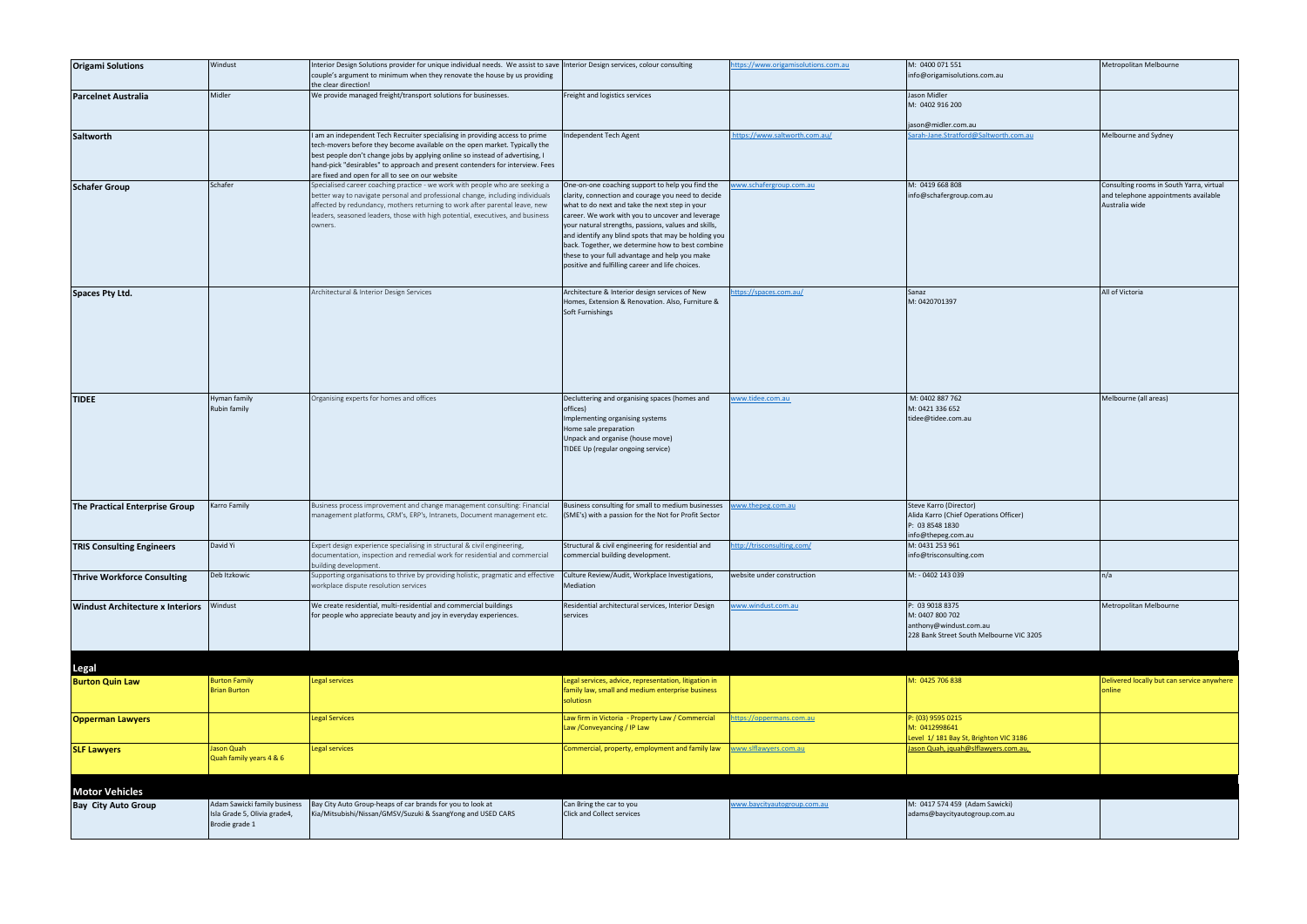| | | | | | | |
|---|---|---|---|---|---|---|
| **Origami Solutions** | Windust | Interior Design Solutions provider for unique individual needs. We assist to save couple's argument to minimum when they renovate the house by us providing the clear direction! | Interior Design services, colour consulting | https://www.origamisolutions.com.au | M: 0400 071 551<br>info@origamisolutions.com.au | Metropolitan Melbourne |
| **Parcelnet Australia** | Midler | We provide managed freight/transport solutions for businesses. | Freight and logistics services | | Jason Midler<br>M: 0402 916 200<br><br>jason@midler.com.au | |
| **Saltworth** | | I am an independent Tech Recruiter specialising in providing access to prime tech-movers before they become available on the open market. Typically the best people don't change jobs by applying online so instead of advertising, I hand-pick "desirables" to approach and present contenders for interview. Fees are fixed and open for all to see on our website | Independent Tech Agent | https://www.saltworth.com.au/ | Sarah-Jane.Stratford@Saltworth.com.au | Melbourne and Sydney |
| **Schafer Group** | Schafer | Specialised career coaching practice - we work with people who are seeking a better way to navigate personal and professional change, including individuals affected by redundancy, mothers returning to work after parental leave, new leaders, seasoned leaders, those with high potential, executives, and business owners. | One-on-one coaching support to help you find the clarity, connection and courage you need to decide what to do next and take the next step in your career. We work with you to uncover and leverage your natural strengths, passions, values and skills, and identify any blind spots that may be holding you back. Together, we determine how to best combine these to your full advantage and help you make positive and fulfilling career and life choices. | www.schafergroup.com.au | M: 0419 668 808<br>info@schafergroup.com.au | Consulting rooms in South Yarra, virtual and telephone appointments available Australia wide |
| **Spaces Pty Ltd.** | | Architectural & Interior Design Services | Architecture & Interior design services of New Homes, Extension & Renovation. Also, Furniture & Soft Furnishings | https://spaces.com.au/ | Sanaz<br>M: 0420701397 | All of Victoria |
| **TIDEE** | Hyman family<br>Rubin family | Organising experts for homes and offices | Decluttering and organising spaces (homes and offices)<br>Implementing organising systems<br>Home sale preparation<br>Unpack and organise (house move)<br>TIDEE Up (regular ongoing service) | www.tidee.com.au | M: 0402 887 762<br>M: 0421 336 652<br>tidee@tidee.com.au | Melbourne (all areas) |
| **The Practical Enterprise Group** | Karro Family | Business process improvement and change management consulting: Financial management platforms, CRM's, ERP's, Intranets, Document management etc. | Business consulting for small to medium businesses (SME's) with a passion for the Not for Profit Sector | www.thepeg.com.au | Steve Karro (Director)<br>Alida Karro (Chief Operations Officer)<br>P: 03 8548 1830<br>info@thepeg.com.au | |
| **TRIS Consulting Engineers** | David Yi | Expert design experience specialising in structural & civil engineering, documentation, inspection and remedial work for residential and commercial building development. | Structural & civil engineering for residential and commercial building development. | http://trisconsulting.com/ | M: 0431 253 961<br>info@trisconsulting.com | |
| **Thrive Workforce Consulting** | Deb Itzkowic | Supporting organisations to thrive by providing holistic, pragmatic and effective workplace dispute resolution services | Culture Review/Audit, Workplace Investigations, Mediation | website under construction | M: - 0402 143 039 | n/a |
| **Windust Architecture x Interiors** | Windust | We create residential, multi-residential and commercial buildings for people who appreciate beauty and joy in everyday experiences. | Residential architectural services, Interior Design services | www.windust.com.au | P: 03 9018 8375<br>M: 0407 800 702<br>anthony@windust.com.au<br>228 Bank Street South Melbourne VIC 3205 | Metropolitan Melbourne |
| **Legal** | | | | | | |
| **Burton Quin Law** | Burton Family<br>Brian Burton | Legal services | Legal services, advice, representation, litigation in family law, small and medium enterprise business solutiosn | | M: 0425 706 838 | Delivered locally but can service anywhere online |
| **Opperman Lawyers** | | Legal Services | Law firm in Victoria - Property Law / Commercial Law /Conveyancing / IP Law | https://oppermans.com.au | P: (03) 9595 0215<br>M: 0412998641<br>Level 1/ 181 Bay St, Brighton VIC 3186 | |
| **SLF Lawyers** | Jason Quah<br>Quah family years 4 & 6 | Legal services | Commercial, property, employment and family law | www.slflawyers.com.au | Jason Quah, jquah@slflawyers.com.au. | |
| **Motor Vehicles** | | | | | | |
| **Bay City Auto Group** | Adam Sawicki family business<br>Isla Grade 5, Olivia grade4, Brodie grade 1 | Bay City Auto Group-heaps of car brands for you to look at Kia/Mitsubishi/Nissan/GMSV/Suzuki & SsangYong and USED CARS | Can Bring the car to you<br>Click and Collect services | www.baycityautogroup.com.au | M: 0417 574 459 (Adam Sawicki)<br>adams@baycityautogroup.com.au | |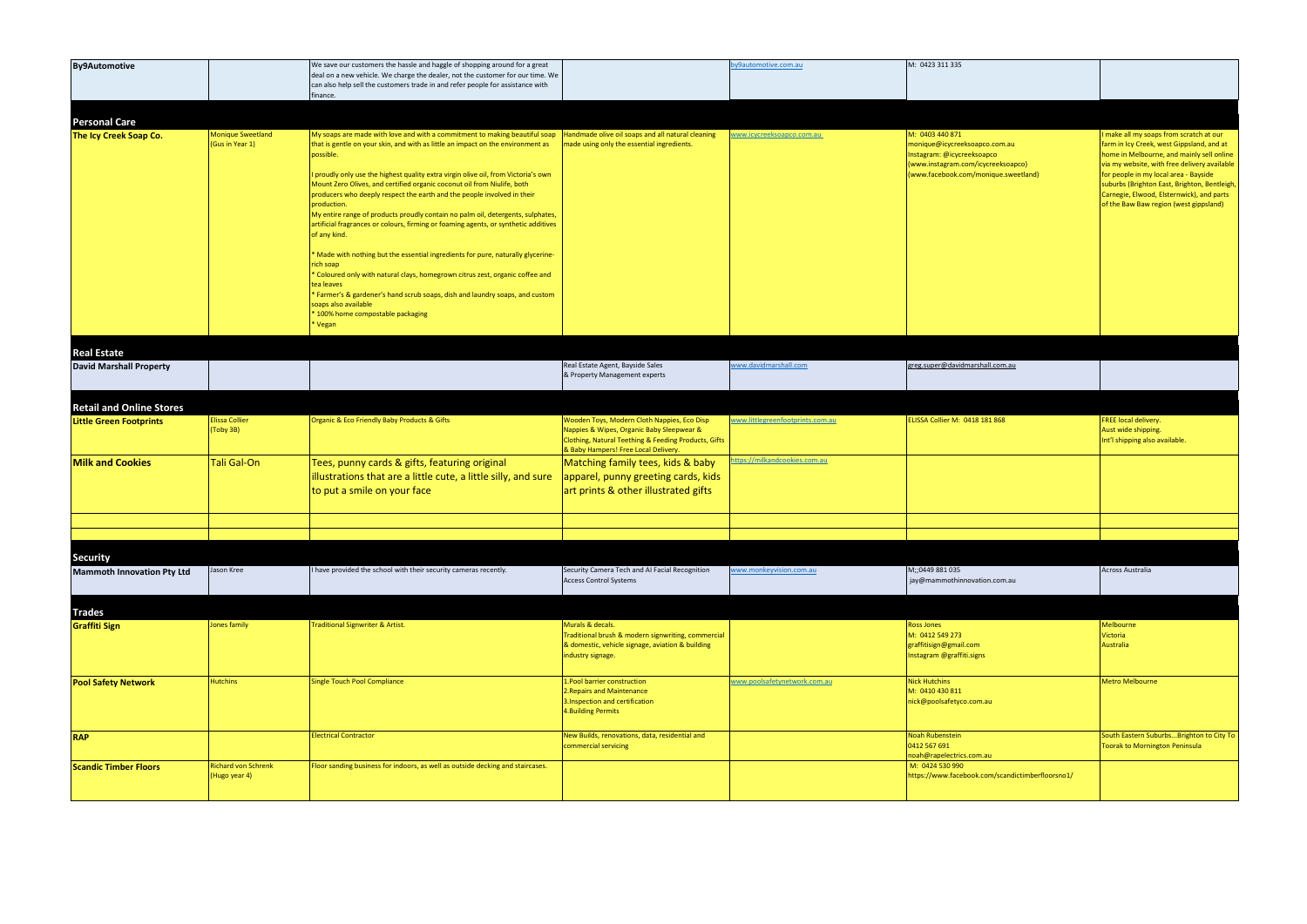| | | | | | | |
|---|---|---|---|---|---|---|
| **By9Automotive** | | We save our customers the hassle and haggle of shopping around for a great deal on a new vehicle. We charge the dealer, not the customer for our time. We can also help sell the customers trade in and refer people for assistance with finance. | | by9automotive.com.au | M: 0423 311 335 | |
| **Personal Care** | | | | | | |
| **The Icy Creek Soap Co.** | Monique Sweetland (Gus in Year 1) | My soaps are made with love and with a commitment to making beautiful soap that is gentle on your skin, and with as little an impact on the environment as possible.<br><br>I proudly only use the highest quality extra virgin olive oil, from Victoria's own Mount Zero Olives, and certified organic coconut oil from Niulife, both producers who deeply respect the earth and the people involved in their production.<br>My entire range of products proudly contain no palm oil, detergents, sulphates, artificial fragrances or colours, firming or foaming agents, or synthetic additives of any kind.<br><br>* Made with nothing but the essential ingredients for pure, naturally glycerine-rich soap<br>* Coloured only with natural clays, homegrown citrus zest, organic coffee and tea leaves<br>* Farmer's & gardener's hand scrub soaps, dish and laundry soaps, and custom soaps also available<br>* 100% home compostable packaging<br>* Vegan | Handmade olive oil soaps and all natural cleaning made using only the essential ingredients. | www.icycreeksoapco.com.au | M: 0403 440 871<br>monique@icycreeksoapco.com.au<br>Instagram: @icycreeksoapco<br>(www.instagram.com/icycreeksoapco)<br>(www.facebook.com/monique.sweetland) | I make all my soaps from scratch at our farm in Icy Creek, west Gippsland, and at home in Melbourne, and mainly sell online via my website, with free delivery available for people in my local area - Bayside suburbs (Brighton East, Brighton, Bentleigh, Carnegie, Elwood, Elsternwick), and parts of the Baw Baw region (west gippsland) |
| **Real Estate** | | | | | | |
| **David Marshall Property** | | | Real Estate Agent, Bayside Sales & Property Management experts | www.davidmarshall.com | greg.super@davidmarshall.com.au | |
| **Retail and Online Stores** | | | | | | |
| **Little Green Footprints** | Elissa Collier (Toby 3B) | Organic & Eco Friendly Baby Products & Gifts | Wooden Toys, Modern Cloth Nappies, Eco Disp Nappies & Wipes, Organic Baby Sleepwear & Clothing, Natural Teething & Feeding Products, Gifts & Baby Hampers! Free Local Delivery. | www.littlegreenfootprints.com.au | ELISSA Collier M: 0418 181 868 | FREE local delivery.<br>Aust wide shipping.<br>Int'l shipping also available. |
| **Milk and Cookies** | Tali Gal-On | Tees, punny cards & gifts, featuring original illustrations that are a little cute, a little silly, and sure to put a smile on your face | Matching family tees, kids & baby apparel, punny greeting cards, kids art prints & other illustrated gifts | https://milkandcookies.com.au | | |
| | | | | | | |
| | | | | | | |
| **Security** | | | | | | |
| **Mammoth Innovation Pty Ltd** | Jason Kree | I have provided the school with their security cameras recently. | Security Camera Tech and AI Facial Recognition Access Control Systems | www.monkeyvision.com.au | M;:0449 881 035<br>jay@mammothinnovation.com.au | Across Australia |
| **Trades** | | | | | | |
| **Graffiti Sign** | Jones family | Traditional Signwriter & Artist. | Murals & decals.<br>Traditional brush & modern signwriting, commercial & domestic, vehicle signage, aviation & building industry signage. | | Ross Jones<br>M: 0412 549 273<br>graffitisign@gmail.com<br>Instagram @graffiti.signs | Melbourne<br>Victoria<br>Australia |
| **Pool Safety Network** | Hutchins | Single Touch Pool Compliance | 1.Pool barrier construction<br>2.Repairs and Maintenance<br>3.Inspection and certification<br>4.Building Permits | www.poolsafetynetwork.com.au | Nick Hutchins<br>M: 0410 430 811<br>nick@poolsafetyco.com.au | Metro Melbourne |
| **RAP** | | Electrical Contractor | New Builds, renovations, data, residential and commercial servicing | | Noah Rubenstein<br>0412 567 691<br>noah@rapelectrics.com.au | South Eastern Suburbs...Brighton to City To Toorak to Mornington Peninsula |
| **Scandic Timber Floors** | Richard von Schrenk (Hugo year 4) | Floor sanding business for indoors, as well as outside decking and staircases. | | | M: 0424 530 990<br>https://www.facebook.com/scandictimberfloorsno1/ | |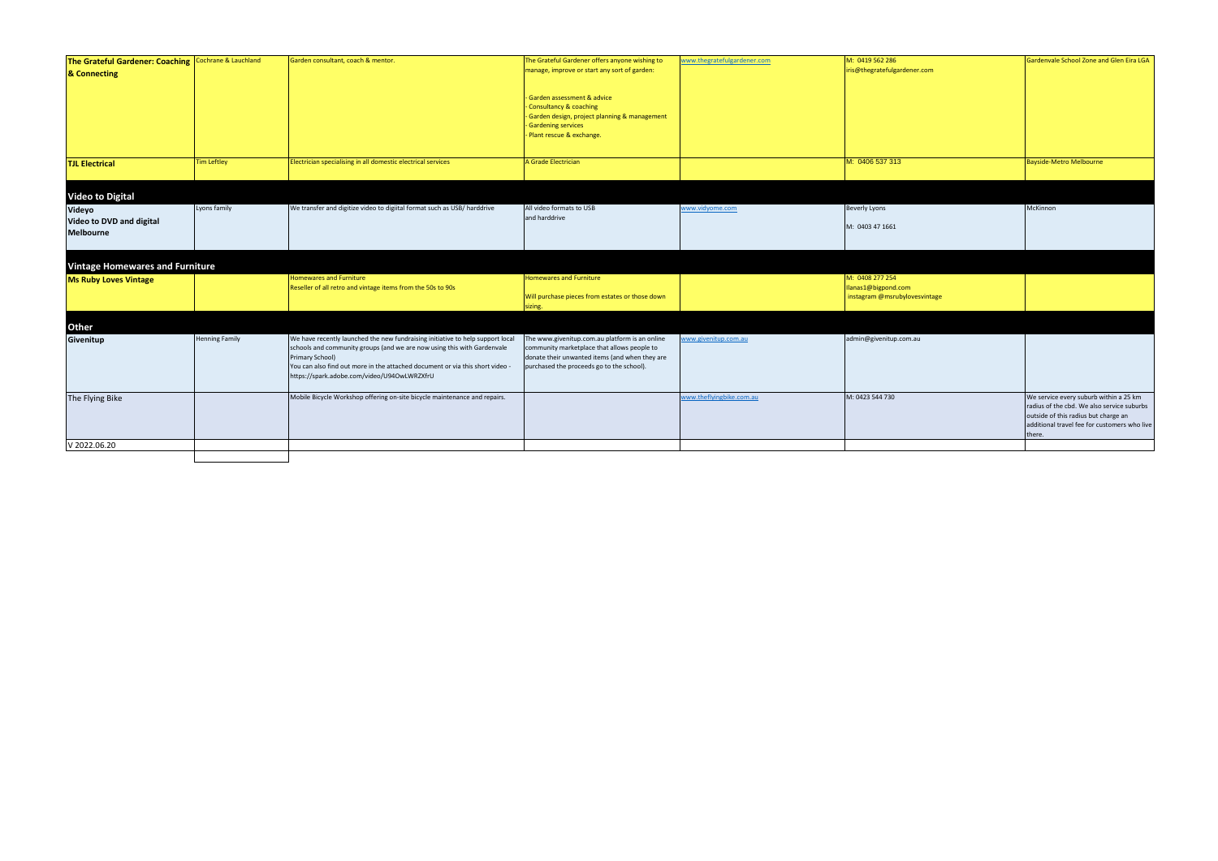| | | | | | | |
|---|---|---|---|---|---|---|
| **The Grateful Gardener: Coaching & Connecting** | Cochrane & Lauchland | Garden consultant, coach & mentor. | The Grateful Gardener offers anyone wishing to manage, improve or start any sort of garden:<br><br>- Garden assessment & advice<br>- Consultancy & coaching<br>- Garden design, project planning & management<br>- Gardening services<br>- Plant rescue & exchange. | www.thegratefulgardener.com | M: 0419 562 286<br>iris@thegratefulgardener.com | Gardenvale School Zone and Glen Eira LGA |
| **TJL Electrical** | Tim Leftley | Electrician specialising in all domestic electrical services | A Grade Electrician | | M: 0406 537 313 | Bayside-Metro Melbourne |
| **Video to Digital** | | | | | | |
| **Videyo**<br>**Video to DVD and digital Melbourne** | Lyons family | We transfer and digitize video to digiital format such as USB/ harddrive | All video formats to USB and harddrive | www.vidyome.com | Beverly Lyons<br><br>M: 0403 47 1661 | McKinnon |
| **Vintage Homewares and Furniture** | | | | | | |
| **Ms Ruby Loves Vintage** | | Homewares and Furniture<br>Reseller of all retro and vintage items from the 50s to 90s | Homewares and Furniture<br><br>Will purchase pieces from estates or those down sizing. | | M: 0408 277 254<br>llanas1@bigpond.com<br>instagram @msrubylovesvintage | |
| **Other** | | | | | | |
| **Givenitup** | Henning Family | We have recently launched the new fundraising initiative to help support local schools and community groups (and we are now using this with Gardenvale Primary School)<br>You can also find out more in the attached document or via this short video - https://spark.adobe.com/video/U94OwLWRZXfrU | The www.givenitup.com.au platform is an online community marketplace that allows people to donate their unwanted items (and when they are purchased the proceeds go to the school). | www.givenitup.com.au | admin@givenitup.com.au | |
| The Flying Bike | | Mobile Bicycle Workshop offering on-site bicycle maintenance and repairs. | | www.theflyingbike.com.au | M: 0423 544 730 | We service every suburb within a 25 km radius of the cbd. We also service suburbs outside of this radius but charge an additional travel fee for customers who live there. |
| V 2022.06.20 | | | | | | |